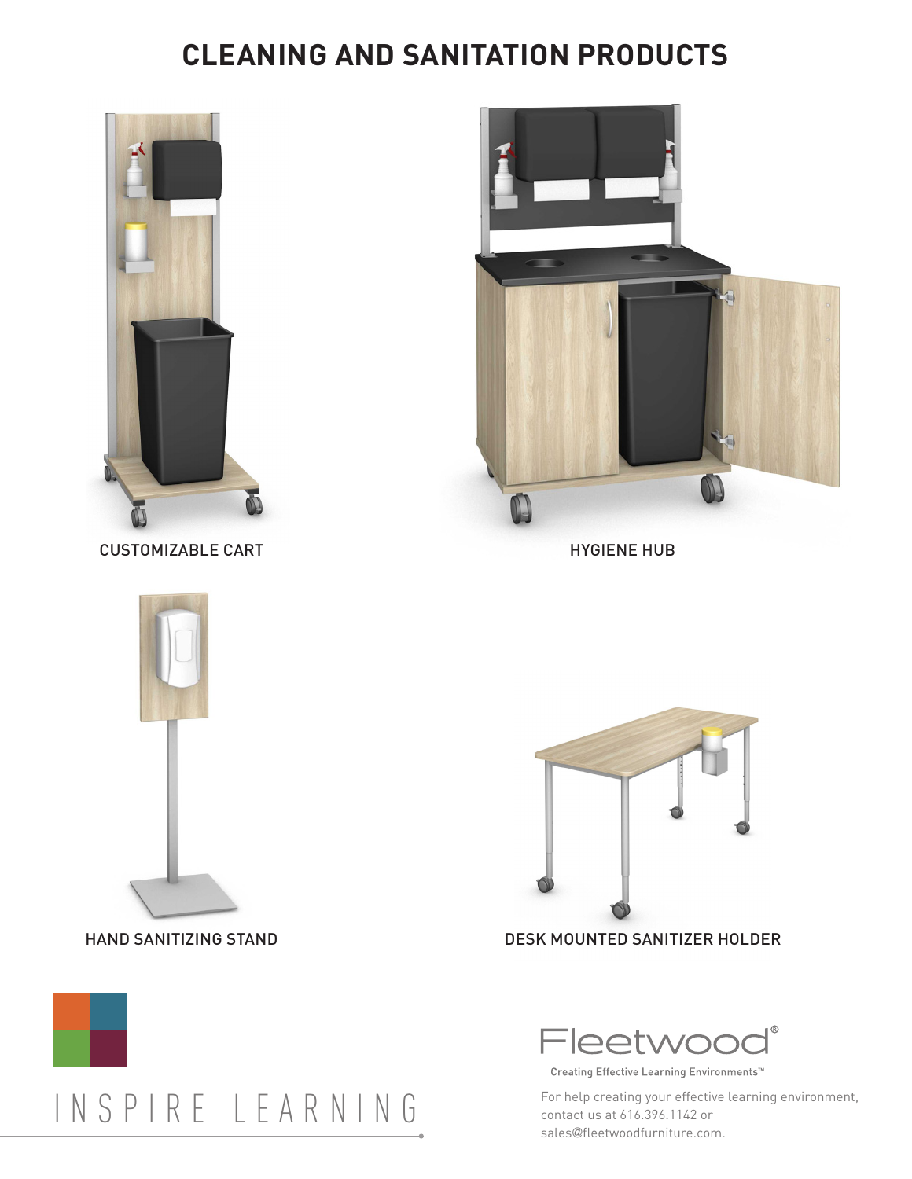# CLEANING AND SANITATION PRODUCTS

CUSTOMIZABLE CART

HYGIENE HUB

HAND SANITIZING STAND

DESK MOUNTED SANITIZER HOLDER

INSPIRE LEARNING

Fleetwood®

Creating Effective Learning Environments™

For help creating your effective learning environment, contact us at 616.396.1142 or sales@fleetwoodfurniture.com.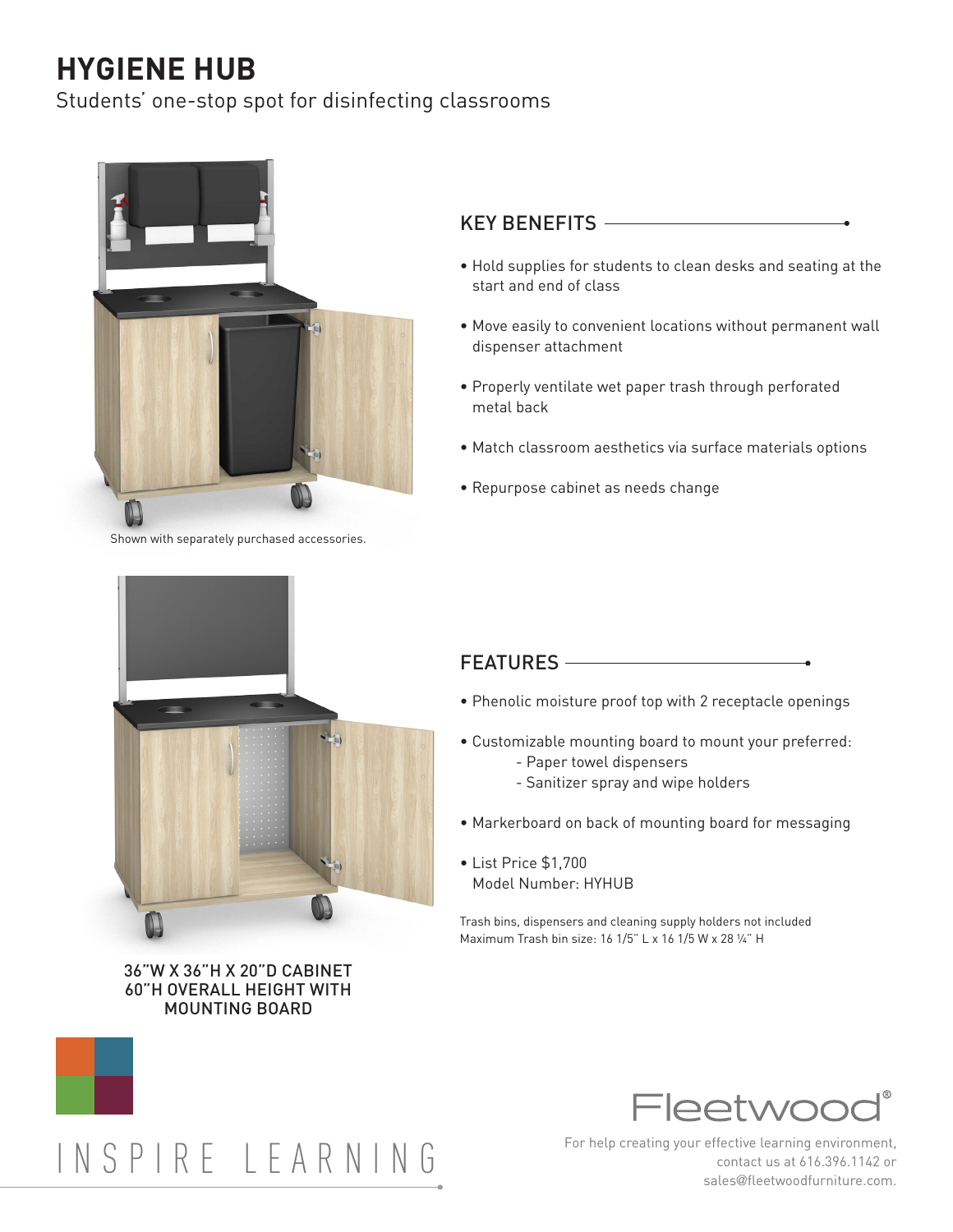# HYGIENE HUB

Students' one-stop spot for disinfecting classrooms

Shown with separately purchased accessories.

## KEY BENEFITS

- Hold supplies for students to clean desks and seating at the start and end of class
- Move easily to convenient locations without permanent wall dispenser attachment
- Properly ventilate wet paper trash through perforated metal back
- Match classroom aesthetics via surface materials options
- Repurpose cabinet as needs change

36"W X 36"H X 20"D CABINET
60"H OVERALL HEIGHT WITH MOUNTING BOARD

## FEATURES

- Phenolic moisture proof top with 2 receptacle openings
- Customizable mounting board to mount your preferred:
  - Paper towel dispensers
  - Sanitizer spray and wipe holders
- Markerboard on back of mounting board for messaging
- List Price $1,700
  Model Number: HYHUB

Trash bins, dispensers and cleaning supply holders not included
Maximum Trash bin size: 16 1/5" L x 16 1/5 W x 28 ¼" H

INSPIRE LEARNING

Fleetwood®

For help creating your effective learning environment, contact us at 616.396.1142 or sales@fleetwoodfurniture.com.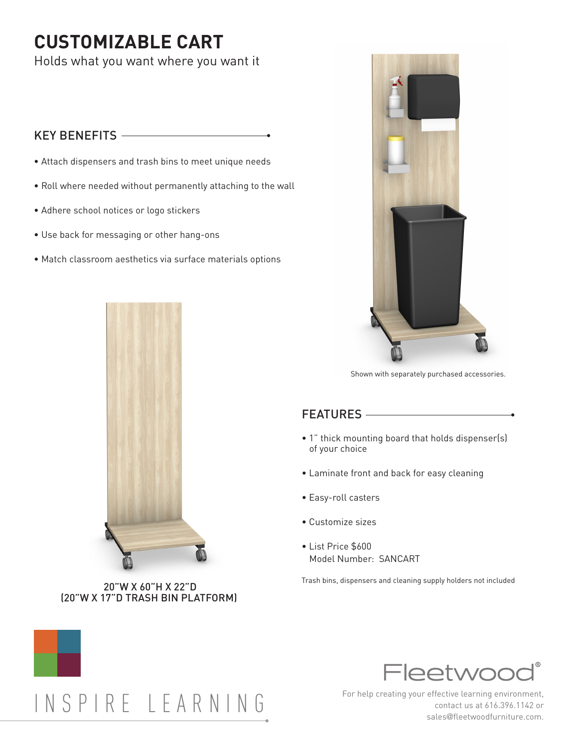# CUSTOMIZABLE CART

Holds what you want where you want it

## KEY BENEFITS

- Attach dispensers and trash bins to meet unique needs
- Roll where needed without permanently attaching to the wall
- Adhere school notices or logo stickers
- Use back for messaging or other hang-ons
- Match classroom aesthetics via surface materials options

Shown with separately purchased accessories.

20"W X 60"H X 22"D
(20"W X 17"D TRASH BIN PLATFORM)

## FEATURES

- 1" thick mounting board that holds dispenser(s) of your choice
- Laminate front and back for easy cleaning
- Easy-roll casters
- Customize sizes
- List Price $600
  Model Number: SANCART

Trash bins, dispensers and cleaning supply holders not included

INSPIRE LEARNING

Fleetwood®

For help creating your effective learning environment, contact us at 616.396.1142 or sales@fleetwoodfurniture.com.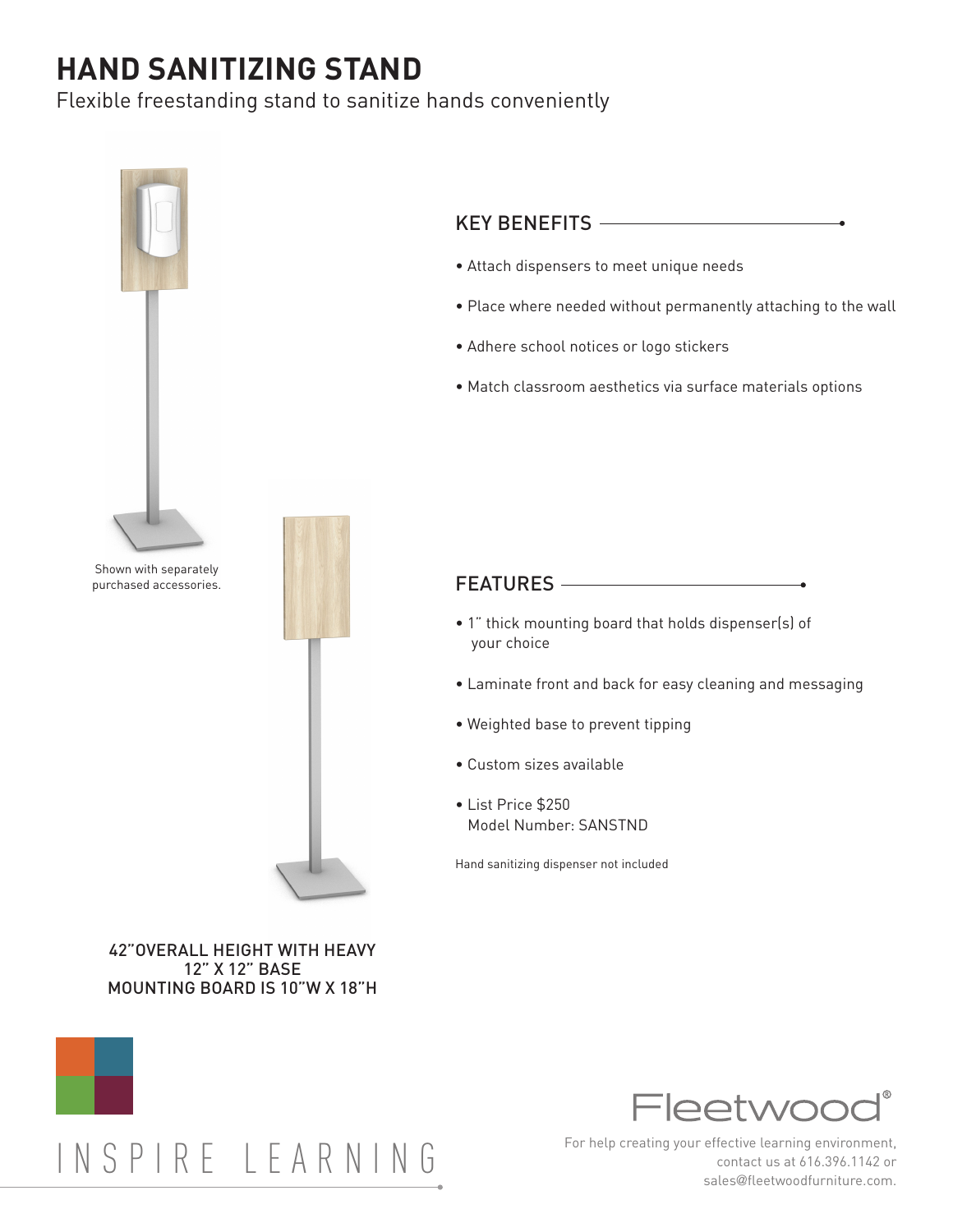# HAND SANITIZING STAND

Flexible freestanding stand to sanitize hands conveniently

Shown with separately purchased accessories.

## KEY BENEFITS

- Attach dispensers to meet unique needs
- Place where needed without permanently attaching to the wall
- Adhere school notices or logo stickers
- Match classroom aesthetics via surface materials options

## FEATURES

- 1" thick mounting board that holds dispenser(s) of your choice
- Laminate front and back for easy cleaning and messaging
- Weighted base to prevent tipping
- Custom sizes available
- List Price $250
  Model Number: SANSTND

Hand sanitizing dispenser not included

42" OVERALL HEIGHT WITH HEAVY 12" X 12" BASE
MOUNTING BOARD IS 10"W X 18"H

INSPIRE LEARNING

Fleetwood®

For help creating your effective learning environment, contact us at 616.396.1142 or sales@fleetwoodfurniture.com.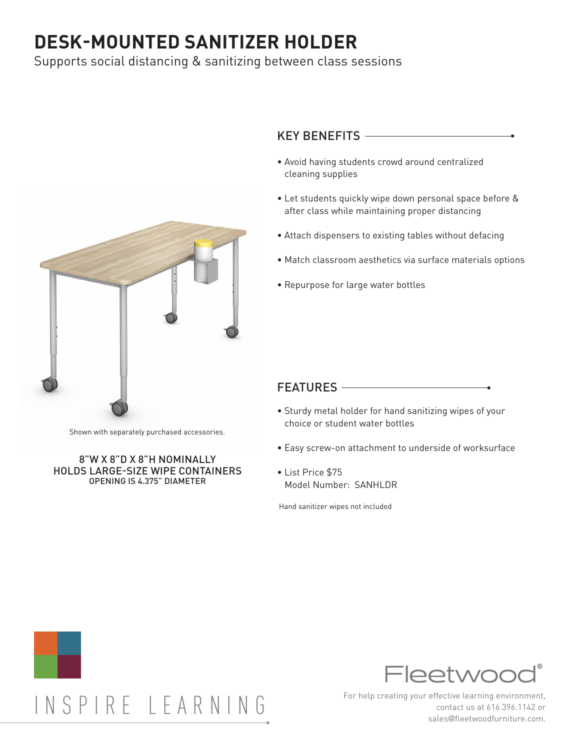# DESK-MOUNTED SANITIZER HOLDER

Supports social distancing & sanitizing between class sessions

Shown with separately purchased accessories.

8"W X 8"D X 8"H NOMINALLY
HOLDS LARGE-SIZE WIPE CONTAINERS
OPENING IS 4.375" DIAMETER

## KEY BENEFITS

- Avoid having students crowd around centralized cleaning supplies
- Let students quickly wipe down personal space before & after class while maintaining proper distancing
- Attach dispensers to existing tables without defacing
- Match classroom aesthetics via surface materials options
- Repurpose for large water bottles

## FEATURES

- Sturdy metal holder for hand sanitizing wipes of your choice or student water bottles
- Easy screw-on attachment to underside of worksurface
- List Price $75
  Model Number: SANHLDR

Hand sanitizer wipes not included

INSPIRE LEARNING

Fleetwood®

For help creating your effective learning environment, contact us at 616.396.1142 or sales@fleetwoodfurniture.com.